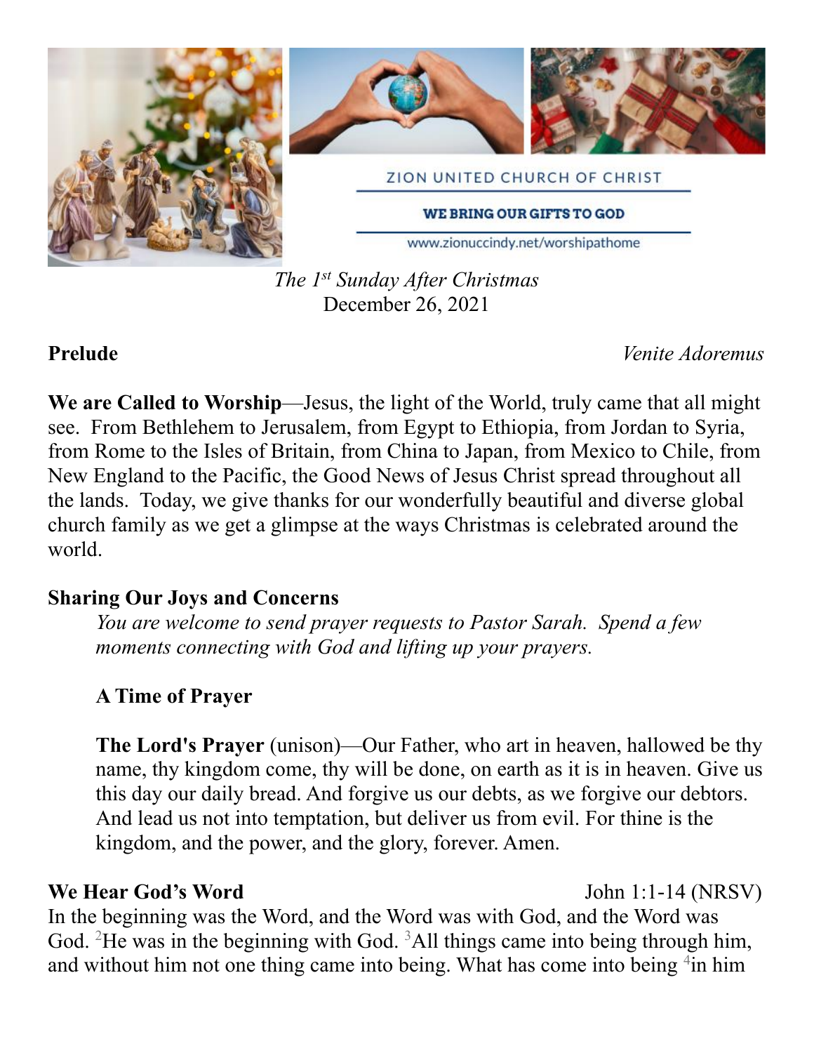ZION UNITED CHURCH OF CHRIST

**WE BRING OUR GIFTS TO GOD**

www.zionuccindy.net/worshipathome

*The 1st Sunday After Christmas*
December 26, 2021

**Prelude** *Venite Adoremus*

**We are Called to Worship**—Jesus, the light of the World, truly came that all might see. From Bethlehem to Jerusalem, from Egypt to Ethiopia, from Jordan to Syria, from Rome to the Isles of Britain, from China to Japan, from Mexico to Chile, from New England to the Pacific, the Good News of Jesus Christ spread throughout all the lands. Today, we give thanks for our wonderfully beautiful and diverse global church family as we get a glimpse at the ways Christmas is celebrated around the world.

**Sharing Our Joys and Concerns**

*You are welcome to send prayer requests to Pastor Sarah. Spend a few moments connecting with God and lifting up your prayers.*

**A Time of Prayer**

**The Lord's Prayer** (unison)—Our Father, who art in heaven, hallowed be thy name, thy kingdom come, thy will be done, on earth as it is in heaven. Give us this day our daily bread. And forgive us our debts, as we forgive our debtors. And lead us not into temptation, but deliver us from evil. For thine is the kingdom, and the power, and the glory, forever. Amen.

**We Hear God's Word** John 1:1-14 (NRSV)

In the beginning was the Word, and the Word was with God, and the Word was God. [2]He was in the beginning with God. [3]All things came into being through him, and without him not one thing came into being. What has come into being [4]in him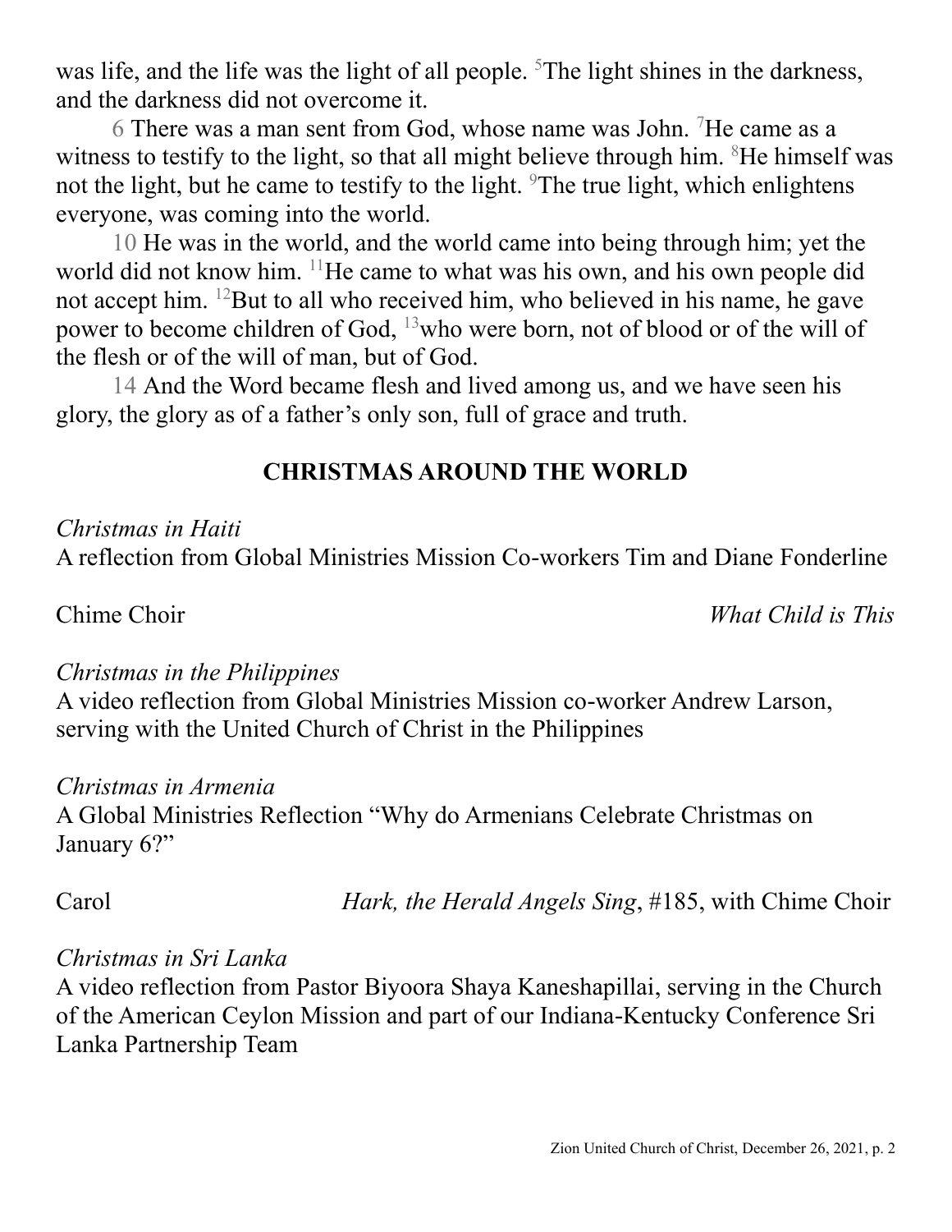was life, and the life was the light of all people. [5]The light shines in the darkness, and the darkness did not overcome it.

6 There was a man sent from God, whose name was John. [7]He came as a witness to testify to the light, so that all might believe through him. [8]He himself was not the light, but he came to testify to the light. [9]The true light, which enlightens everyone, was coming into the world.

10 He was in the world, and the world came into being through him; yet the world did not know him. [11]He came to what was his own, and his own people did not accept him. [12]But to all who received him, who believed in his name, he gave power to become children of God, [13]who were born, not of blood or of the will of the flesh or of the will of man, but of God.

14 And the Word became flesh and lived among us, and we have seen his glory, the glory as of a father's only son, full of grace and truth.

## CHRISTMAS AROUND THE WORLD

*Christmas in Haiti*
A reflection from Global Ministries Mission Co-workers Tim and Diane Fonderline

Chime Choir *What Child is This*

*Christmas in the Philippines*
A video reflection from Global Ministries Mission co-worker Andrew Larson, serving with the United Church of Christ in the Philippines

*Christmas in Armenia*
A Global Ministries Reflection "Why do Armenians Celebrate Christmas on January 6?"

Carol *Hark, the Herald Angels Sing*, #185, with Chime Choir

*Christmas in Sri Lanka*
A video reflection from Pastor Biyoora Shaya Kaneshapillai, serving in the Church of the American Ceylon Mission and part of our Indiana-Kentucky Conference Sri Lanka Partnership Team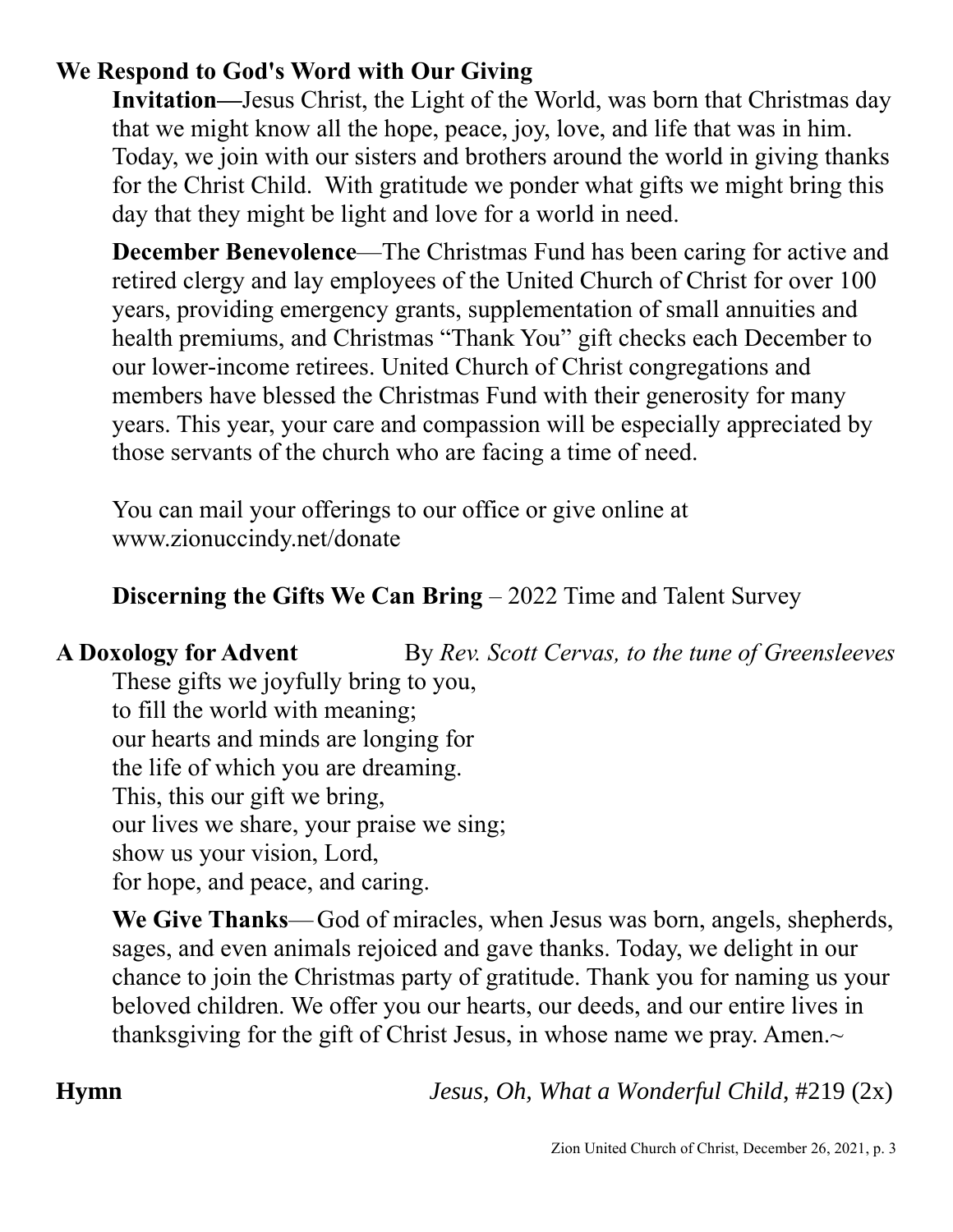## We Respond to God's Word with Our Giving

**Invitation—**Jesus Christ, the Light of the World, was born that Christmas day that we might know all the hope, peace, joy, love, and life that was in him. Today, we join with our sisters and brothers around the world in giving thanks for the Christ Child. With gratitude we ponder what gifts we might bring this day that they might be light and love for a world in need.

**December Benevolence**—The Christmas Fund has been caring for active and retired clergy and lay employees of the United Church of Christ for over 100 years, providing emergency grants, supplementation of small annuities and health premiums, and Christmas "Thank You" gift checks each December to our lower-income retirees. United Church of Christ congregations and members have blessed the Christmas Fund with their generosity for many years. This year, your care and compassion will be especially appreciated by those servants of the church who are facing a time of need.

You can mail your offerings to our office or give online at www.zionuccindy.net/donate

**Discerning the Gifts We Can Bring** – 2022 Time and Talent Survey

**A Doxology for Advent** By *Rev. Scott Cervas, to the tune of Greensleeves*

These gifts we joyfully bring to you,
to fill the world with meaning;
our hearts and minds are longing for
the life of which you are dreaming.
This, this our gift we bring,
our lives we share, your praise we sing;
show us your vision, Lord,
for hope, and peace, and caring.

**We Give Thanks**— God of miracles, when Jesus was born, angels, shepherds, sages, and even animals rejoiced and gave thanks. Today, we delight in our chance to join the Christmas party of gratitude. Thank you for naming us your beloved children. We offer you our hearts, our deeds, and our entire lives in thanksgiving for the gift of Christ Jesus, in whose name we pray. Amen.~

**Hymn** *Jesus, Oh, What a Wonderful Child,* #219 (2x)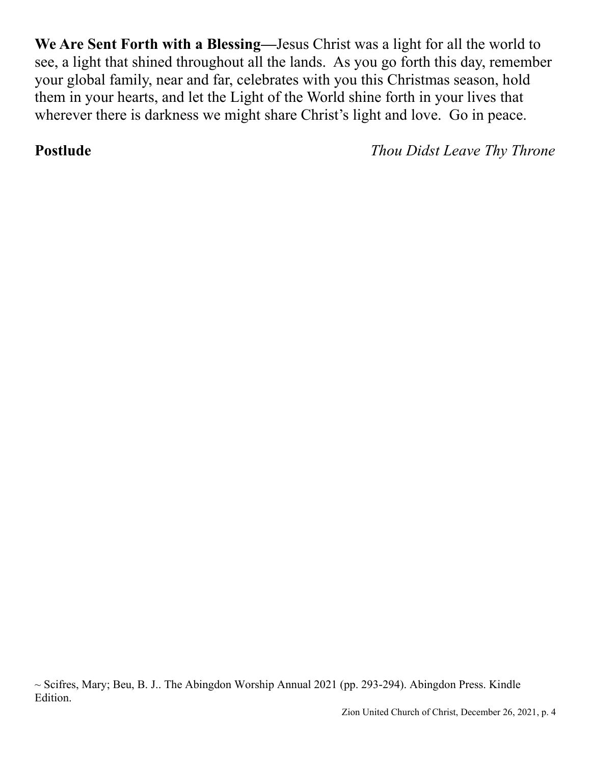**We Are Sent Forth with a Blessing—**Jesus Christ was a light for all the world to see, a light that shined throughout all the lands. As you go forth this day, remember your global family, near and far, celebrates with you this Christmas season, hold them in your hearts, and let the Light of the World shine forth in your lives that wherever there is darkness we might share Christ's light and love. Go in peace.

**Postlude** *Thou Didst Leave Thy Throne*

~ Scifres, Mary; Beu, B. J.. The Abingdon Worship Annual 2021 (pp. 293-294). Abingdon Press. Kindle Edition.